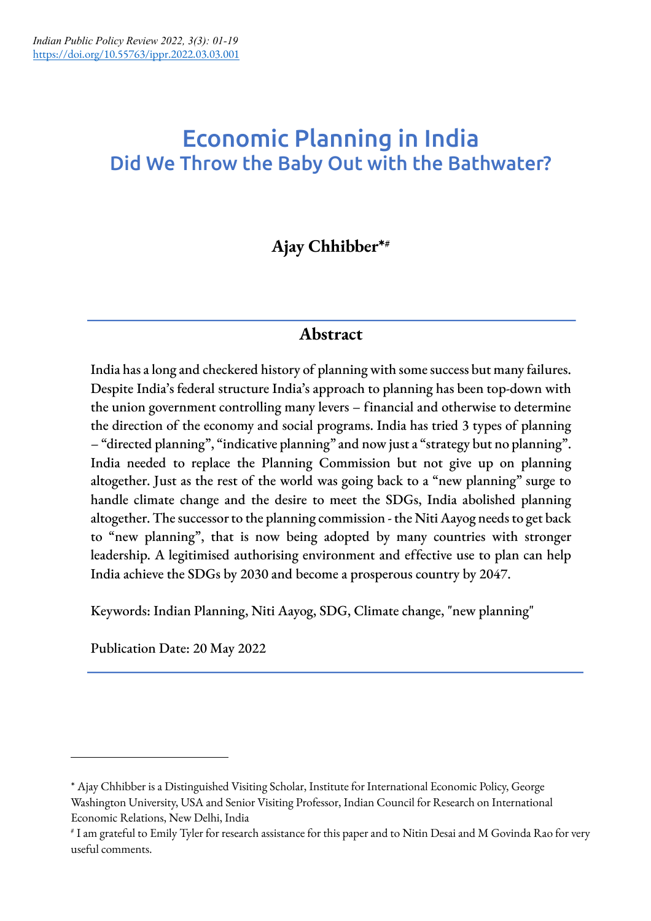# Economic Planning in India
## Did We Throw the Baby Out with the Bathwater?

**Ajay Chhibber*#**

---

### Abstract

India has a long and checkered history of planning with some success but many failures. Despite India's federal structure India's approach to planning has been top-down with the union government controlling many levers – financial and otherwise to determine the direction of the economy and social programs. India has tried 3 types of planning – "directed planning", "indicative planning" and now just a "strategy but no planning". India needed to replace the Planning Commission but not give up on planning altogether. Just as the rest of the world was going back to a "new planning" surge to handle climate change and the desire to meet the SDGs, India abolished planning altogether. The successor to the planning commission - the Niti Aayog needs to get back to "new planning", that is now being adopted by many countries with stronger leadership. A legitimised authorising environment and effective use to plan can help India achieve the SDGs by 2030 and become a prosperous country by 2047.

Keywords: Indian Planning, Niti Aayog, SDG, Climate change, "new planning"

Publication Date: 20 May 2022

---

* Ajay Chhibber is a Distinguished Visiting Scholar, Institute for International Economic Policy, George Washington University, USA and Senior Visiting Professor, Indian Council for Research on International Economic Relations, New Delhi, India

# I am grateful to Emily Tyler for research assistance for this paper and to Nitin Desai and M Govinda Rao for very useful comments.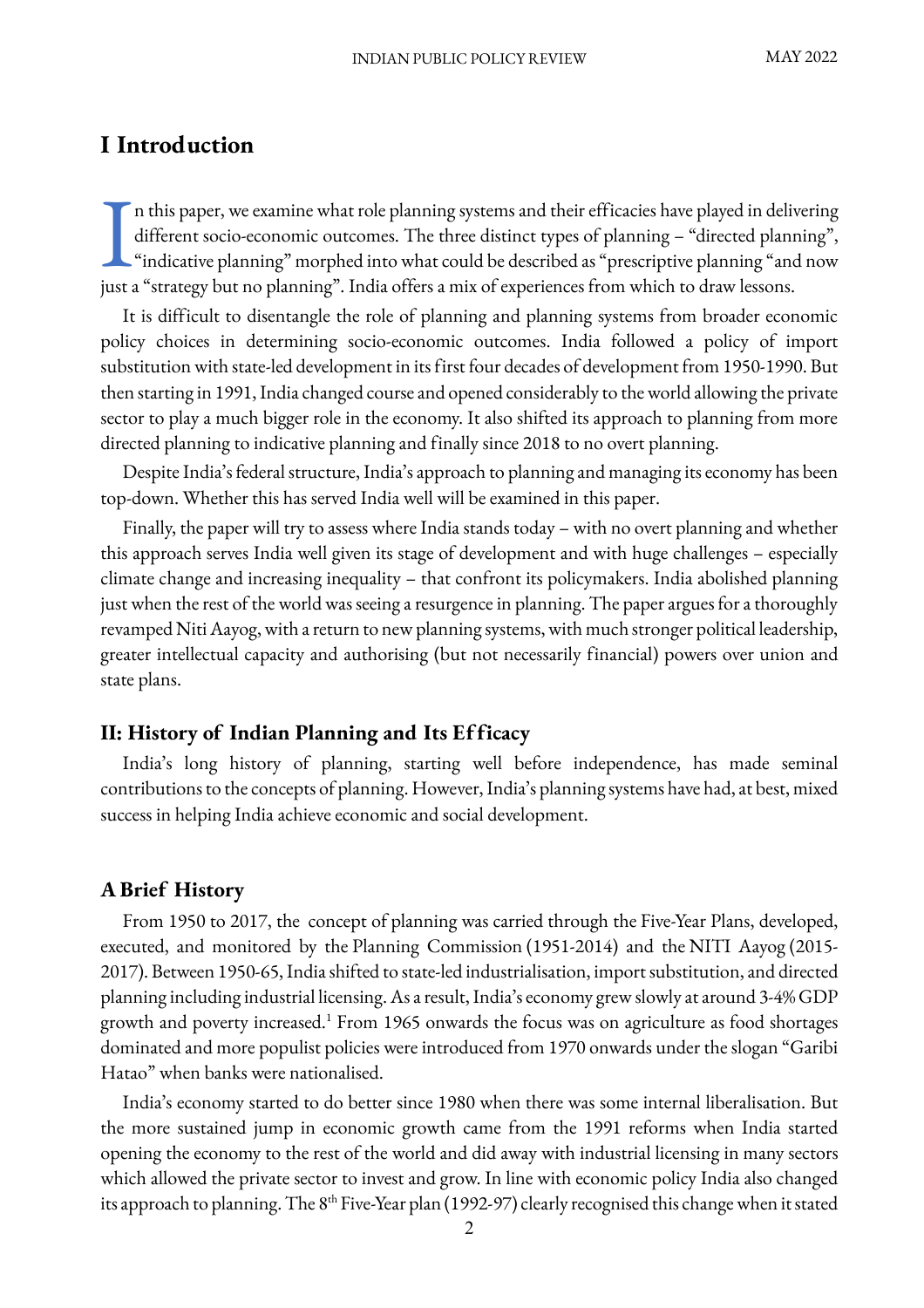# I Introduction

In this paper, we examine what role planning systems and their efficacies have played in delivering different socio-economic outcomes. The three distinct types of planning – "directed planning", "indicative planning" morphed into what could be described as "prescriptive planning "and now just a "strategy but no planning". India offers a mix of experiences from which to draw lessons.

It is difficult to disentangle the role of planning and planning systems from broader economic policy choices in determining socio-economic outcomes. India followed a policy of import substitution with state-led development in its first four decades of development from 1950-1990. But then starting in 1991, India changed course and opened considerably to the world allowing the private sector to play a much bigger role in the economy. It also shifted its approach to planning from more directed planning to indicative planning and finally since 2018 to no overt planning.

Despite India's federal structure, India's approach to planning and managing its economy has been top-down. Whether this has served India well will be examined in this paper.

Finally, the paper will try to assess where India stands today – with no overt planning and whether this approach serves India well given its stage of development and with huge challenges – especially climate change and increasing inequality – that confront its policymakers. India abolished planning just when the rest of the world was seeing a resurgence in planning. The paper argues for a thoroughly revamped Niti Aayog, with a return to new planning systems, with much stronger political leadership, greater intellectual capacity and authorising (but not necessarily financial) powers over union and state plans.

## II: History of Indian Planning and Its Efficacy

India's long history of planning, starting well before independence, has made seminal contributions to the concepts of planning. However, India's planning systems have had, at best, mixed success in helping India achieve economic and social development.

### A Brief History

From 1950 to 2017, the concept of planning was carried through the Five-Year Plans, developed, executed, and monitored by the Planning Commission (1951-2014) and the NITI Aayog (2015-2017). Between 1950-65, India shifted to state-led industrialisation, import substitution, and directed planning including industrial licensing. As a result, India's economy grew slowly at around 3-4% GDP growth and poverty increased.[1] From 1965 onwards the focus was on agriculture as food shortages dominated and more populist policies were introduced from 1970 onwards under the slogan "Garibi Hatao" when banks were nationalised.

India's economy started to do better since 1980 when there was some internal liberalisation. But the more sustained jump in economic growth came from the 1991 reforms when India started opening the economy to the rest of the world and did away with industrial licensing in many sectors which allowed the private sector to invest and grow. In line with economic policy India also changed its approach to planning. The 8th Five-Year plan (1992-97) clearly recognised this change when it stated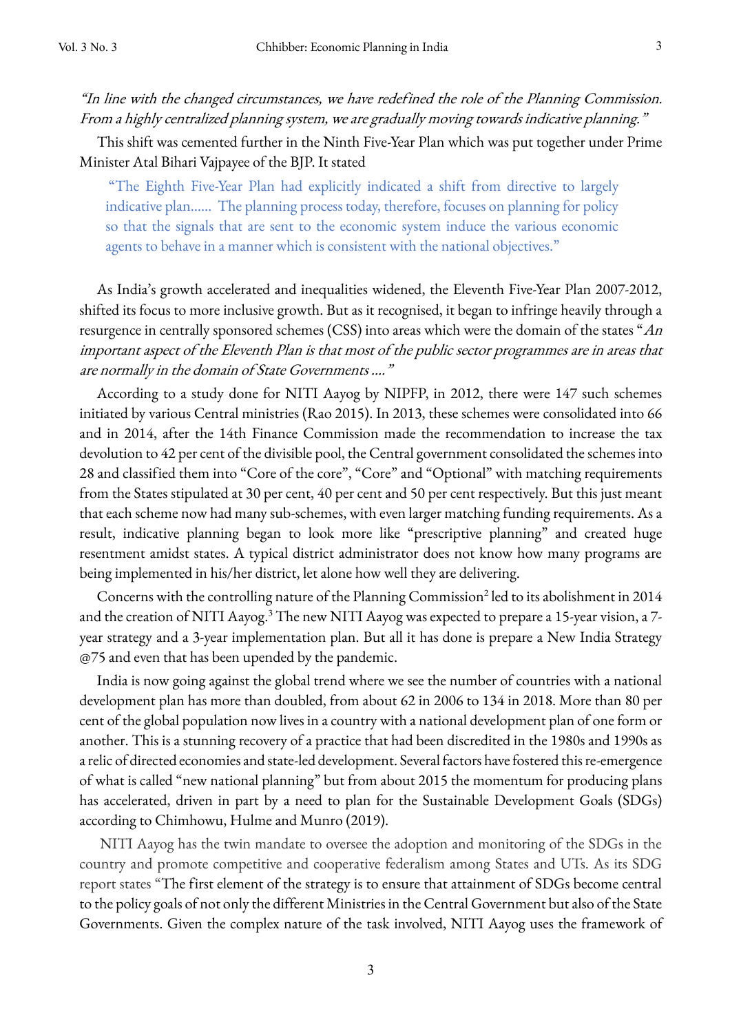*"In line with the changed circumstances, we have redefined the role of the Planning Commission. From a highly centralized planning system, we are gradually moving towards indicative planning."*

This shift was cemented further in the Ninth Five-Year Plan which was put together under Prime Minister Atal Bihari Vajpayee of the BJP. It stated

> "The Eighth Five-Year Plan had explicitly indicated a shift from directive to largely indicative plan...... The planning process today, therefore, focuses on planning for policy so that the signals that are sent to the economic system induce the various economic agents to behave in a manner which is consistent with the national objectives."

As India's growth accelerated and inequalities widened, the Eleventh Five-Year Plan 2007-2012, shifted its focus to more inclusive growth. But as it recognised, it began to infringe heavily through a resurgence in centrally sponsored schemes (CSS) into areas which were the domain of the states "*An important aspect of the Eleventh Plan is that most of the public sector programmes are in areas that are normally in the domain of State Governments ....*"

According to a study done for NITI Aayog by NIPFP, in 2012, there were 147 such schemes initiated by various Central ministries (Rao 2015). In 2013, these schemes were consolidated into 66 and in 2014, after the 14th Finance Commission made the recommendation to increase the tax devolution to 42 per cent of the divisible pool, the Central government consolidated the schemes into 28 and classified them into "Core of the core", "Core" and "Optional" with matching requirements from the States stipulated at 30 per cent, 40 per cent and 50 per cent respectively. But this just meant that each scheme now had many sub-schemes, with even larger matching funding requirements. As a result, indicative planning began to look more like "prescriptive planning" and created huge resentment amidst states. A typical district administrator does not know how many programs are being implemented in his/her district, let alone how well they are delivering.

Concerns with the controlling nature of the Planning Commission[2] led to its abolishment in 2014 and the creation of NITI Aayog.[3] The new NITI Aayog was expected to prepare a 15-year vision, a 7-year strategy and a 3-year implementation plan. But all it has done is prepare a New India Strategy @75 and even that has been upended by the pandemic.

India is now going against the global trend where we see the number of countries with a national development plan has more than doubled, from about 62 in 2006 to 134 in 2018. More than 80 per cent of the global population now lives in a country with a national development plan of one form or another. This is a stunning recovery of a practice that had been discredited in the 1980s and 1990s as a relic of directed economies and state-led development. Several factors have fostered this re-emergence of what is called "new national planning" but from about 2015 the momentum for producing plans has accelerated, driven in part by a need to plan for the Sustainable Development Goals (SDGs) according to Chimhowu, Hulme and Munro (2019).

NITI Aayog has the twin mandate to oversee the adoption and monitoring of the SDGs in the country and promote competitive and cooperative federalism among States and UTs. As its SDG report states "The first element of the strategy is to ensure that attainment of SDGs become central to the policy goals of not only the different Ministries in the Central Government but also of the State Governments. Given the complex nature of the task involved, NITI Aayog uses the framework of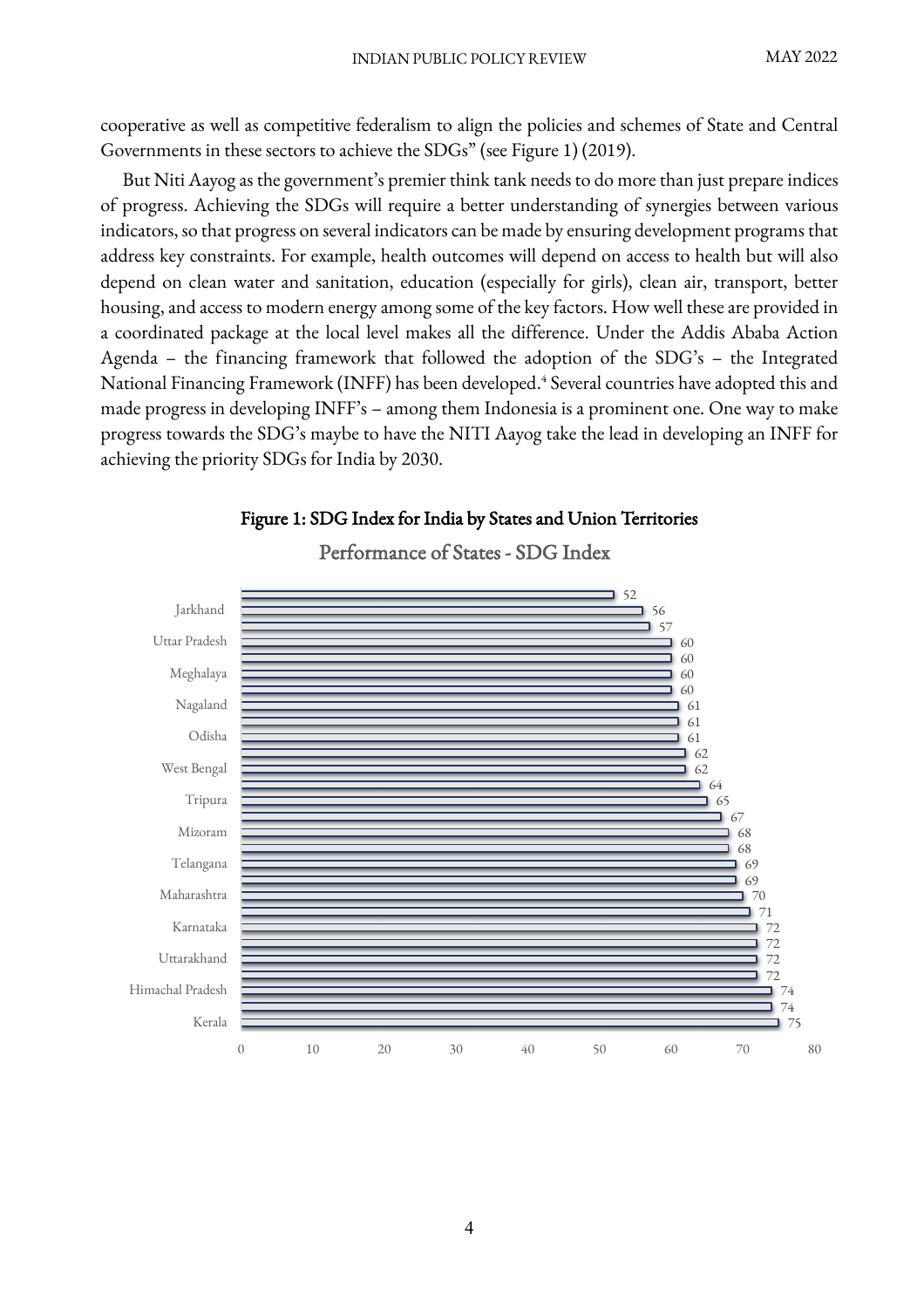cooperative as well as competitive federalism to align the policies and schemes of State and Central Governments in these sectors to achieve the SDGs" (see Figure 1) (2019).

But Niti Aayog as the government's premier think tank needs to do more than just prepare indices of progress. Achieving the SDGs will require a better understanding of synergies between various indicators, so that progress on several indicators can be made by ensuring development programs that address key constraints. For example, health outcomes will depend on access to health but will also depend on clean water and sanitation, education (especially for girls), clean air, transport, better housing, and access to modern energy among some of the key factors. How well these are provided in a coordinated package at the local level makes all the difference. Under the Addis Ababa Action Agenda – the financing framework that followed the adoption of the SDG's – the Integrated National Financing Framework (INFF) has been developed.[4] Several countries have adopted this and made progress in developing INFF's – among them Indonesia is a prominent one. One way to make progress towards the SDG's maybe to have the NITI Aayog take the lead in developing an INFF for achieving the priority SDGs for India by 2030.

**Figure 1: SDG Index for India by States and Union Territories**

Performance of States - SDG Index

| State | SDG Index |
|---|---|
| | 52 |
| Jarkhand | 56 |
| | 57 |
| Uttar Pradesh | 60 |
| | 60 |
| Meghalaya | 60 |
| | 60 |
| Nagaland | 61 |
| | 61 |
| Odisha | 61 |
| | 62 |
| West Bengal | 62 |
| | 64 |
| Tripura | 65 |
| | 67 |
| Mizoram | 68 |
| | 68 |
| Telangana | 69 |
| | 69 |
| Maharashtra | 70 |
| | 71 |
| Karnataka | 72 |
| | 72 |
| Uttarakhand | 72 |
| | 72 |
| Himachal Pradesh | 74 |
| | 74 |
| Kerala | 75 |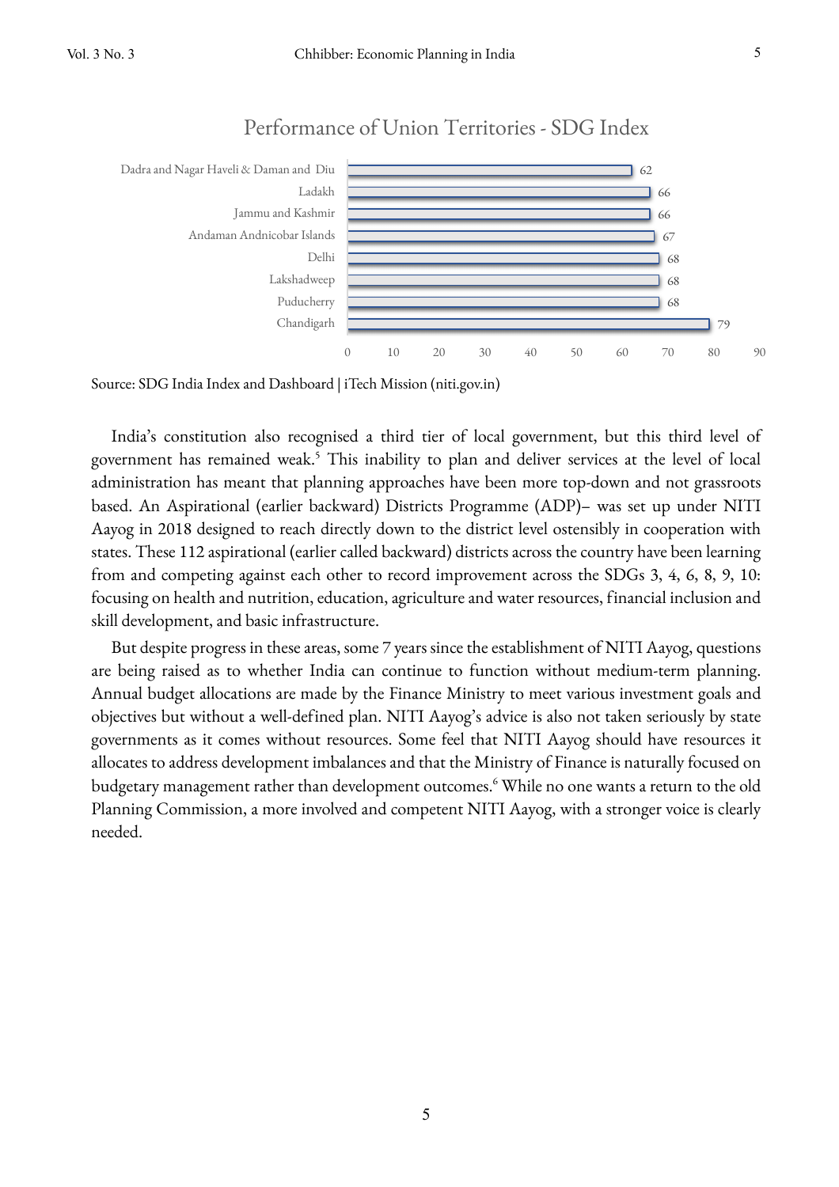Performance of Union Territories - SDG Index

| Union Territory | SDG Index |
| --- | --- |
| Dadra and Nagar Haveli & Daman and Diu | 62 |
| Ladakh | 66 |
| Jammu and Kashmir | 66 |
| Andaman Andnicobar Islands | 67 |
| Delhi | 68 |
| Lakshadweep | 68 |
| Puducherry | 68 |
| Chandigarh | 79 |

Source: SDG India Index and Dashboard | iTech Mission (niti.gov.in)

India's constitution also recognised a third tier of local government, but this third level of government has remained weak.[5] This inability to plan and deliver services at the level of local administration has meant that planning approaches have been more top-down and not grassroots based. An Aspirational (earlier backward) Districts Programme (ADP)– was set up under NITI Aayog in 2018 designed to reach directly down to the district level ostensibly in cooperation with states. These 112 aspirational (earlier called backward) districts across the country have been learning from and competing against each other to record improvement across the SDGs 3, 4, 6, 8, 9, 10: focusing on health and nutrition, education, agriculture and water resources, financial inclusion and skill development, and basic infrastructure.

But despite progress in these areas, some 7 years since the establishment of NITI Aayog, questions are being raised as to whether India can continue to function without medium-term planning. Annual budget allocations are made by the Finance Ministry to meet various investment goals and objectives but without a well-defined plan. NITI Aayog's advice is also not taken seriously by state governments as it comes without resources. Some feel that NITI Aayog should have resources it allocates to address development imbalances and that the Ministry of Finance is naturally focused on budgetary management rather than development outcomes.[6] While no one wants a return to the old Planning Commission, a more involved and competent NITI Aayog, with a stronger voice is clearly needed.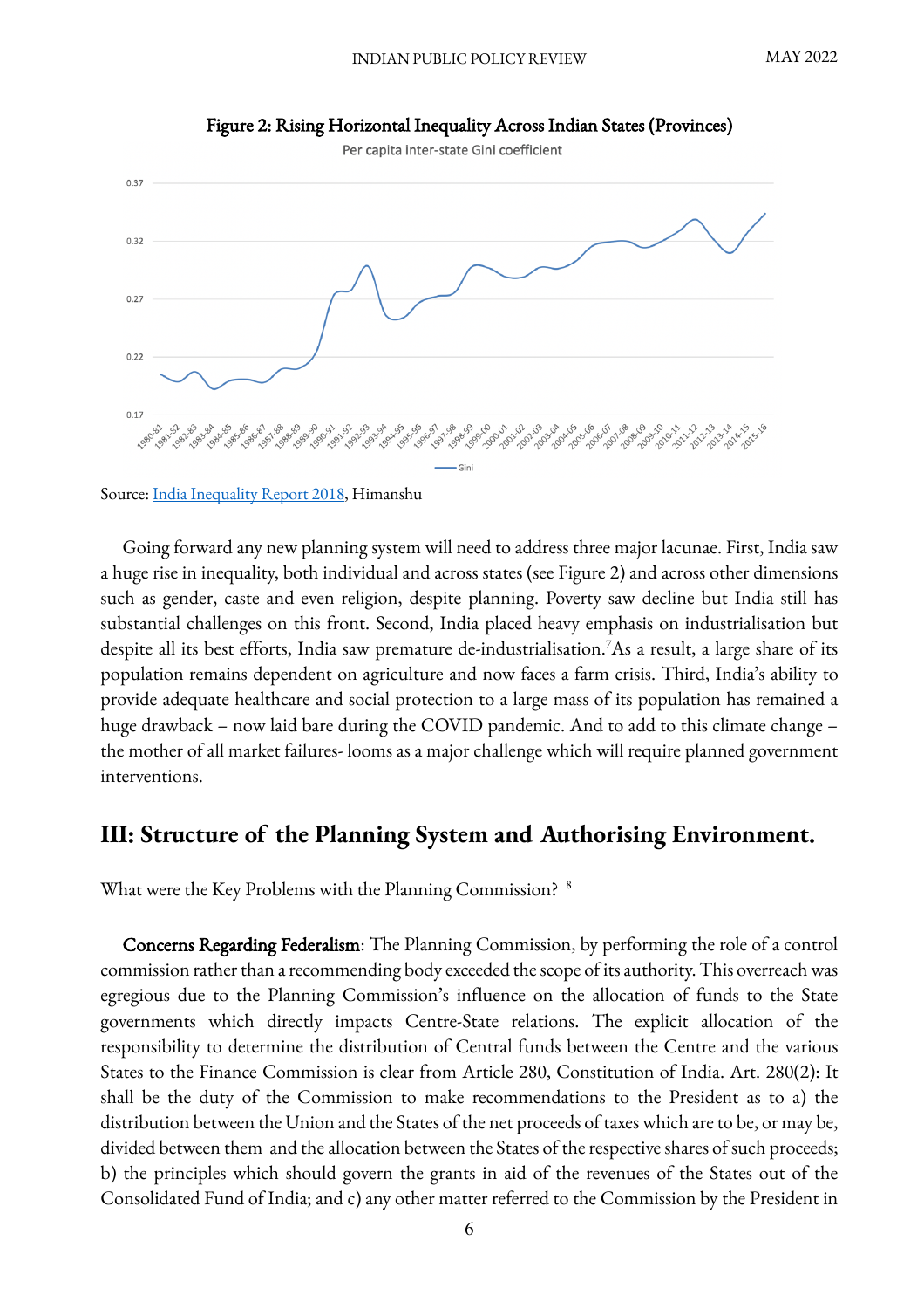**Figure 2: Rising Horizontal Inequality Across Indian States (Provinces)**

Per capita inter-state Gini coefficient

Source: [India Inequality Report 2018](), Himanshu

Going forward any new planning system will need to address three major lacunae. First, India saw a huge rise in inequality, both individual and across states (see Figure 2) and across other dimensions such as gender, caste and even religion, despite planning. Poverty saw decline but India still has substantial challenges on this front. Second, India placed heavy emphasis on industrialisation but despite all its best efforts, India saw premature de-industrialisation.[7] As a result, a large share of its population remains dependent on agriculture and now faces a farm crisis. Third, India's ability to provide adequate healthcare and social protection to a large mass of its population has remained a huge drawback – now laid bare during the COVID pandemic. And to add to this climate change – the mother of all market failures- looms as a major challenge which will require planned government interventions.

## III: Structure of the Planning System and Authorising Environment.

What were the Key Problems with the Planning Commission? [8]

**Concerns Regarding Federalism**: The Planning Commission, by performing the role of a control commission rather than a recommending body exceeded the scope of its authority. This overreach was egregious due to the Planning Commission's influence on the allocation of funds to the State governments which directly impacts Centre-State relations. The explicit allocation of the responsibility to determine the distribution of Central funds between the Centre and the various States to the Finance Commission is clear from Article 280, Constitution of India. Art. 280(2): It shall be the duty of the Commission to make recommendations to the President as to a) the distribution between the Union and the States of the net proceeds of taxes which are to be, or may be, divided between them and the allocation between the States of the respective shares of such proceeds; b) the principles which should govern the grants in aid of the revenues of the States out of the Consolidated Fund of India; and c) any other matter referred to the Commission by the President in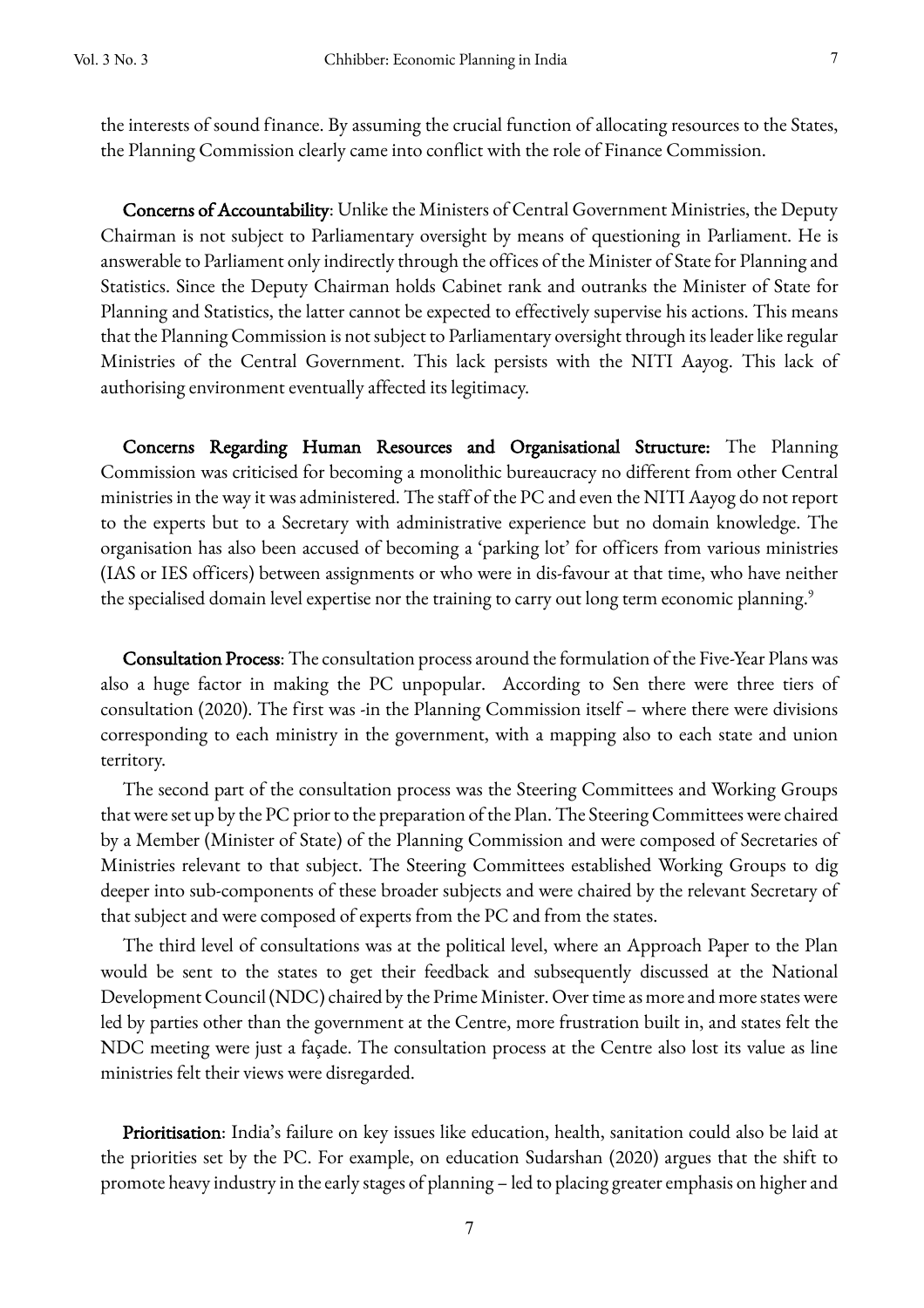the interests of sound finance. By assuming the crucial function of allocating resources to the States, the Planning Commission clearly came into conflict with the role of Finance Commission.

**Concerns of Accountability**: Unlike the Ministers of Central Government Ministries, the Deputy Chairman is not subject to Parliamentary oversight by means of questioning in Parliament. He is answerable to Parliament only indirectly through the offices of the Minister of State for Planning and Statistics. Since the Deputy Chairman holds Cabinet rank and outranks the Minister of State for Planning and Statistics, the latter cannot be expected to effectively supervise his actions. This means that the Planning Commission is not subject to Parliamentary oversight through its leader like regular Ministries of the Central Government. This lack persists with the NITI Aayog. This lack of authorising environment eventually affected its legitimacy.

**Concerns Regarding Human Resources and Organisational Structure:** The Planning Commission was criticised for becoming a monolithic bureaucracy no different from other Central ministries in the way it was administered. The staff of the PC and even the NITI Aayog do not report to the experts but to a Secretary with administrative experience but no domain knowledge. The organisation has also been accused of becoming a 'parking lot' for officers from various ministries (IAS or IES officers) between assignments or who were in dis-favour at that time, who have neither the specialised domain level expertise nor the training to carry out long term economic planning.[9]

**Consultation Process**: The consultation process around the formulation of the Five-Year Plans was also a huge factor in making the PC unpopular. According to Sen there were three tiers of consultation (2020). The first was -in the Planning Commission itself – where there were divisions corresponding to each ministry in the government, with a mapping also to each state and union territory.

The second part of the consultation process was the Steering Committees and Working Groups that were set up by the PC prior to the preparation of the Plan. The Steering Committees were chaired by a Member (Minister of State) of the Planning Commission and were composed of Secretaries of Ministries relevant to that subject. The Steering Committees established Working Groups to dig deeper into sub-components of these broader subjects and were chaired by the relevant Secretary of that subject and were composed of experts from the PC and from the states.

The third level of consultations was at the political level, where an Approach Paper to the Plan would be sent to the states to get their feedback and subsequently discussed at the National Development Council (NDC) chaired by the Prime Minister. Over time as more and more states were led by parties other than the government at the Centre, more frustration built in, and states felt the NDC meeting were just a façade. The consultation process at the Centre also lost its value as line ministries felt their views were disregarded.

**Prioritisation**: India's failure on key issues like education, health, sanitation could also be laid at the priorities set by the PC. For example, on education Sudarshan (2020) argues that the shift to promote heavy industry in the early stages of planning – led to placing greater emphasis on higher and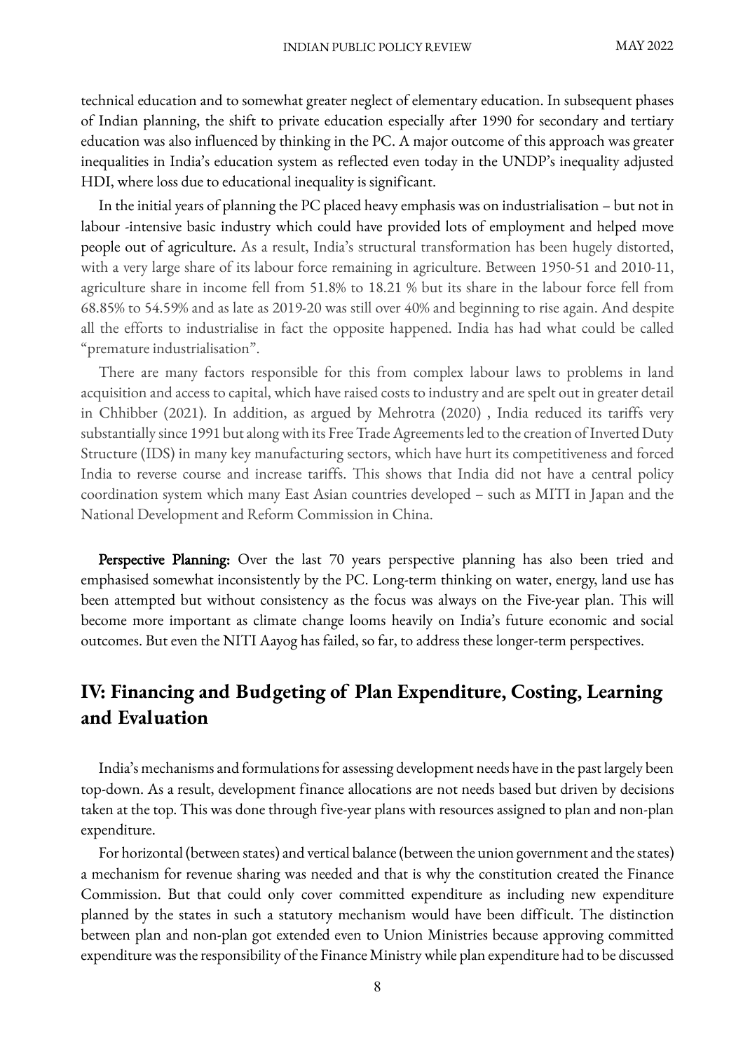technical education and to somewhat greater neglect of elementary education. In subsequent phases of Indian planning, the shift to private education especially after 1990 for secondary and tertiary education was also influenced by thinking in the PC. A major outcome of this approach was greater inequalities in India's education system as reflected even today in the UNDP's inequality adjusted HDI, where loss due to educational inequality is significant.

In the initial years of planning the PC placed heavy emphasis was on industrialisation – but not in labour -intensive basic industry which could have provided lots of employment and helped move people out of agriculture. As a result, India's structural transformation has been hugely distorted, with a very large share of its labour force remaining in agriculture. Between 1950-51 and 2010-11, agriculture share in income fell from 51.8% to 18.21 % but its share in the labour force fell from 68.85% to 54.59% and as late as 2019-20 was still over 40% and beginning to rise again. And despite all the efforts to industrialise in fact the opposite happened. India has had what could be called "premature industrialisation".

There are many factors responsible for this from complex labour laws to problems in land acquisition and access to capital, which have raised costs to industry and are spelt out in greater detail in Chhibber (2021). In addition, as argued by Mehrotra (2020) , India reduced its tariffs very substantially since 1991 but along with its Free Trade Agreements led to the creation of Inverted Duty Structure (IDS) in many key manufacturing sectors, which have hurt its competitiveness and forced India to reverse course and increase tariffs. This shows that India did not have a central policy coordination system which many East Asian countries developed – such as MITI in Japan and the National Development and Reform Commission in China.

**Perspective Planning:** Over the last 70 years perspective planning has also been tried and emphasised somewhat inconsistently by the PC. Long-term thinking on water, energy, land use has been attempted but without consistency as the focus was always on the Five-year plan. This will become more important as climate change looms heavily on India's future economic and social outcomes. But even the NITI Aayog has failed, so far, to address these longer-term perspectives.

## IV: Financing and Budgeting of Plan Expenditure, Costing, Learning and Evaluation

India's mechanisms and formulations for assessing development needs have in the past largely been top-down. As a result, development finance allocations are not needs based but driven by decisions taken at the top. This was done through five-year plans with resources assigned to plan and non-plan expenditure.

For horizontal (between states) and vertical balance (between the union government and the states) a mechanism for revenue sharing was needed and that is why the constitution created the Finance Commission. But that could only cover committed expenditure as including new expenditure planned by the states in such a statutory mechanism would have been difficult. The distinction between plan and non-plan got extended even to Union Ministries because approving committed expenditure was the responsibility of the Finance Ministry while plan expenditure had to be discussed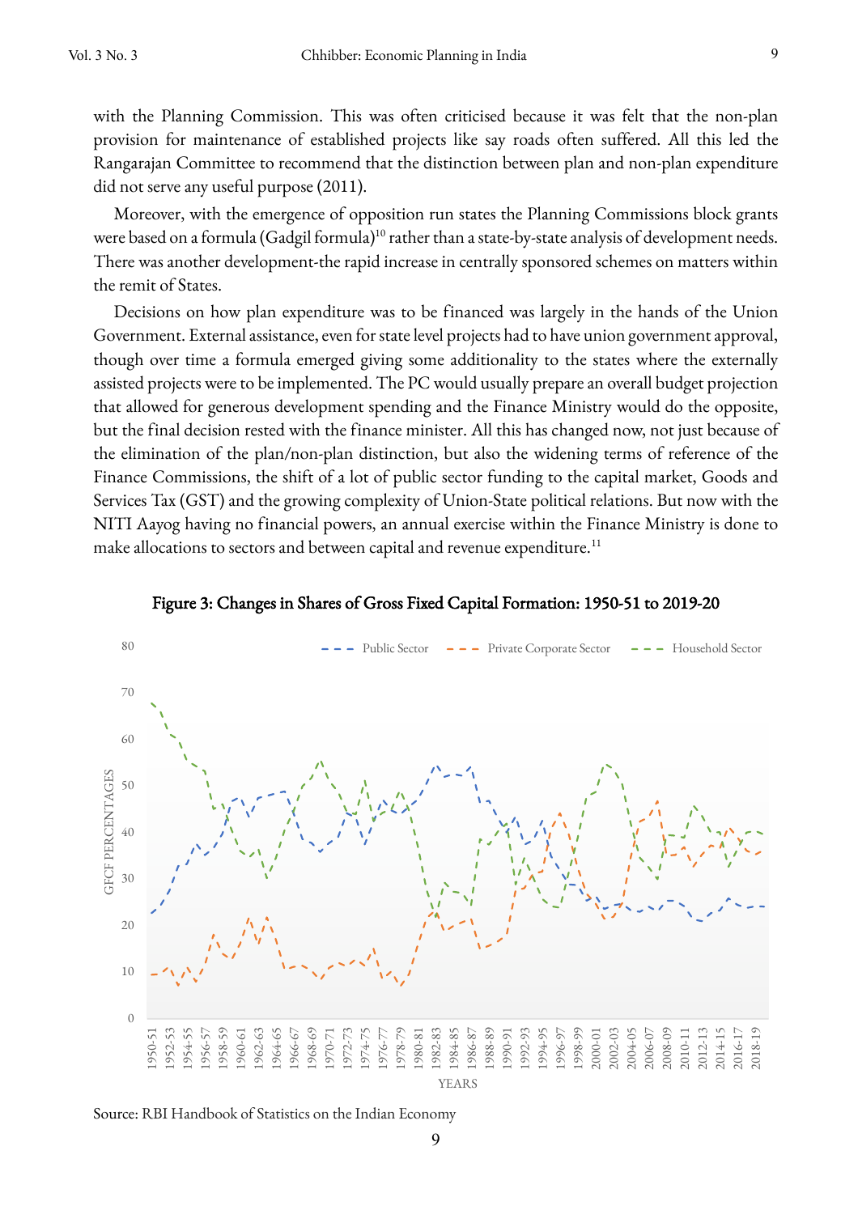with the Planning Commission. This was often criticised because it was felt that the non-plan provision for maintenance of established projects like say roads often suffered. All this led the Rangarajan Committee to recommend that the distinction between plan and non-plan expenditure did not serve any useful purpose (2011).

Moreover, with the emergence of opposition run states the Planning Commissions block grants were based on a formula (Gadgil formula)[10] rather than a state-by-state analysis of development needs. There was another development-the rapid increase in centrally sponsored schemes on matters within the remit of States.

Decisions on how plan expenditure was to be financed was largely in the hands of the Union Government. External assistance, even for state level projects had to have union government approval, though over time a formula emerged giving some additionality to the states where the externally assisted projects were to be implemented. The PC would usually prepare an overall budget projection that allowed for generous development spending and the Finance Ministry would do the opposite, but the final decision rested with the finance minister. All this has changed now, not just because of the elimination of the plan/non-plan distinction, but also the widening terms of reference of the Finance Commissions, the shift of a lot of public sector funding to the capital market, Goods and Services Tax (GST) and the growing complexity of Union-State political relations. But now with the NITI Aayog having no financial powers, an annual exercise within the Finance Ministry is done to make allocations to sectors and between capital and revenue expenditure.[11]

**Figure 3: Changes in Shares of Gross Fixed Capital Formation: 1950-51 to 2019-20**

Source: RBI Handbook of Statistics on the Indian Economy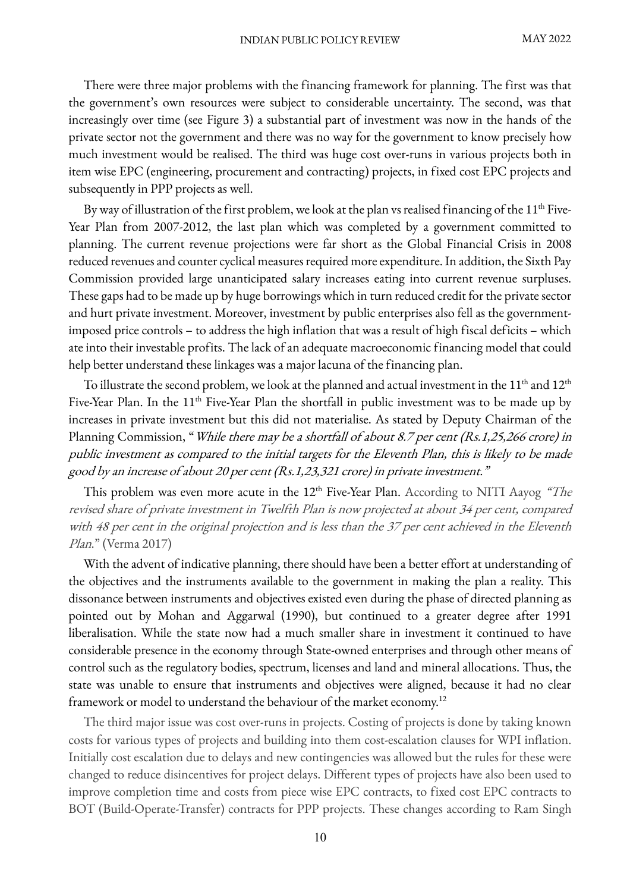There were three major problems with the financing framework for planning. The first was that the government's own resources were subject to considerable uncertainty. The second, was that increasingly over time (see Figure 3) a substantial part of investment was now in the hands of the private sector not the government and there was no way for the government to know precisely how much investment would be realised. The third was huge cost over-runs in various projects both in item wise EPC (engineering, procurement and contracting) projects, in fixed cost EPC projects and subsequently in PPP projects as well.

By way of illustration of the first problem, we look at the plan vs realised financing of the 11th Five-Year Plan from 2007-2012, the last plan which was completed by a government committed to planning. The current revenue projections were far short as the Global Financial Crisis in 2008 reduced revenues and counter cyclical measures required more expenditure. In addition, the Sixth Pay Commission provided large unanticipated salary increases eating into current revenue surpluses. These gaps had to be made up by huge borrowings which in turn reduced credit for the private sector and hurt private investment. Moreover, investment by public enterprises also fell as the government-imposed price controls – to address the high inflation that was a result of high fiscal deficits – which ate into their investable profits. The lack of an adequate macroeconomic financing model that could help better understand these linkages was a major lacuna of the financing plan.

To illustrate the second problem, we look at the planned and actual investment in the 11th and 12th Five-Year Plan. In the 11th Five-Year Plan the shortfall in public investment was to be made up by increases in private investment but this did not materialise. As stated by Deputy Chairman of the Planning Commission, "*While there may be a shortfall of about 8.7 per cent (Rs.1,25,266 crore) in public investment as compared to the initial targets for the Eleventh Plan, this is likely to be made good by an increase of about 20 per cent (Rs.1,23,321 crore) in private investment.*"

This problem was even more acute in the 12th Five-Year Plan. According to NITI Aayog *"The revised share of private investment in Twelfth Plan is now projected at about 34 per cent, compared with 48 per cent in the original projection and is less than the 37 per cent achieved in the Eleventh Plan.*" (Verma 2017)

With the advent of indicative planning, there should have been a better effort at understanding of the objectives and the instruments available to the government in making the plan a reality. This dissonance between instruments and objectives existed even during the phase of directed planning as pointed out by Mohan and Aggarwal (1990), but continued to a greater degree after 1991 liberalisation. While the state now had a much smaller share in investment it continued to have considerable presence in the economy through State-owned enterprises and through other means of control such as the regulatory bodies, spectrum, licenses and land and mineral allocations. Thus, the state was unable to ensure that instruments and objectives were aligned, because it had no clear framework or model to understand the behaviour of the market economy.[12]

The third major issue was cost over-runs in projects. Costing of projects is done by taking known costs for various types of projects and building into them cost-escalation clauses for WPI inflation. Initially cost escalation due to delays and new contingencies was allowed but the rules for these were changed to reduce disincentives for project delays. Different types of projects have also been used to improve completion time and costs from piece wise EPC contracts, to fixed cost EPC contracts to BOT (Build-Operate-Transfer) contracts for PPP projects. These changes according to Ram Singh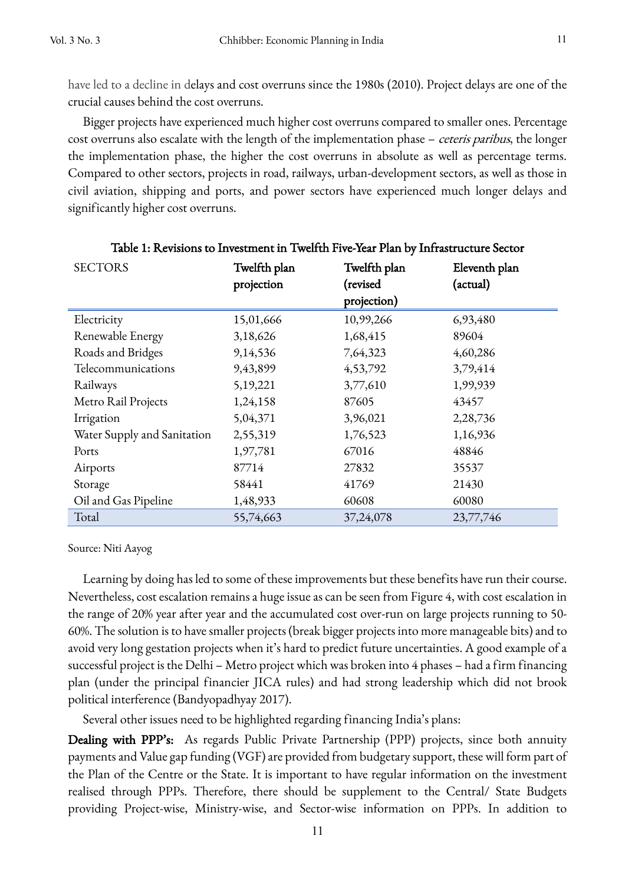have led to a decline in delays and cost overruns since the 1980s (2010). Project delays are one of the crucial causes behind the cost overruns.

Bigger projects have experienced much higher cost overruns compared to smaller ones. Percentage cost overruns also escalate with the length of the implementation phase – *ceteris paribus*, the longer the implementation phase, the higher the cost overruns in absolute as well as percentage terms. Compared to other sectors, projects in road, railways, urban-development sectors, as well as those in civil aviation, shipping and ports, and power sectors have experienced much longer delays and significantly higher cost overruns.

**Table 1: Revisions to Investment in Twelfth Five-Year Plan by Infrastructure Sector**

| SECTORS | Twelfth plan projection | Twelfth plan (revised projection) | Eleventh plan (actual) |
|---|---|---|---|
| Electricity | 15,01,666 | 10,99,266 | 6,93,480 |
| Renewable Energy | 3,18,626 | 1,68,415 | 89604 |
| Roads and Bridges | 9,14,536 | 7,64,323 | 4,60,286 |
| Telecommunications | 9,43,899 | 4,53,792 | 3,79,414 |
| Railways | 5,19,221 | 3,77,610 | 1,99,939 |
| Metro Rail Projects | 1,24,158 | 87605 | 43457 |
| Irrigation | 5,04,371 | 3,96,021 | 2,28,736 |
| Water Supply and Sanitation | 2,55,319 | 1,76,523 | 1,16,936 |
| Ports | 1,97,781 | 67016 | 48846 |
| Airports | 87714 | 27832 | 35537 |
| Storage | 58441 | 41769 | 21430 |
| Oil and Gas Pipeline | 1,48,933 | 60608 | 60080 |
| Total | 55,74,663 | 37,24,078 | 23,77,746 |

Source: Niti Aayog

Learning by doing has led to some of these improvements but these benefits have run their course. Nevertheless, cost escalation remains a huge issue as can be seen from Figure 4, with cost escalation in the range of 20% year after year and the accumulated cost over-run on large projects running to 50-60%. The solution is to have smaller projects (break bigger projects into more manageable bits) and to avoid very long gestation projects when it's hard to predict future uncertainties. A good example of a successful project is the Delhi – Metro project which was broken into 4 phases – had a firm financing plan (under the principal financier JICA rules) and had strong leadership which did not brook political interference (Bandyopadhyay 2017).

Several other issues need to be highlighted regarding financing India's plans:

**Dealing with PPP's:** As regards Public Private Partnership (PPP) projects, since both annuity payments and Value gap funding (VGF) are provided from budgetary support, these will form part of the Plan of the Centre or the State. It is important to have regular information on the investment realised through PPPs. Therefore, there should be supplement to the Central/ State Budgets providing Project-wise, Ministry-wise, and Sector-wise information on PPPs. In addition to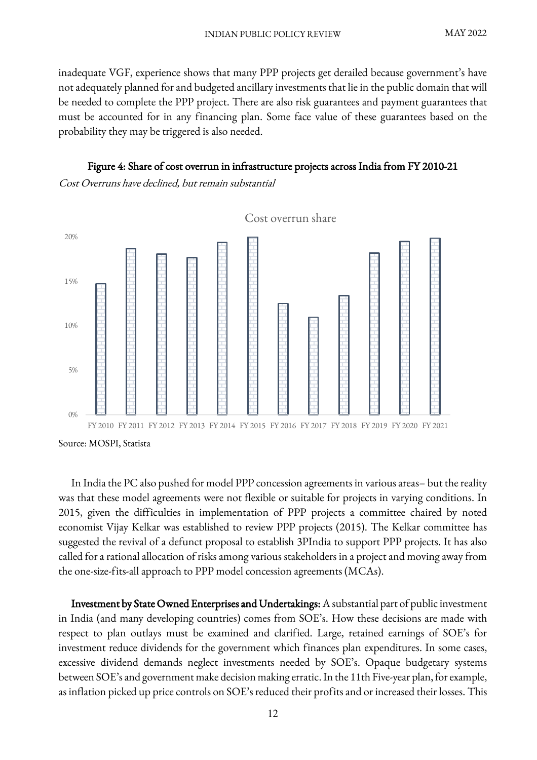inadequate VGF, experience shows that many PPP projects get derailed because government's have not adequately planned for and budgeted ancillary investments that lie in the public domain that will be needed to complete the PPP project. There are also risk guarantees and payment guarantees that must be accounted for in any financing plan. Some face value of these guarantees based on the probability they may be triggered is also needed.

**Figure 4: Share of cost overrun in infrastructure projects across India from FY 2010-21**

*Cost Overruns have declined, but remain substantial*

Source: MOSPI, Statista

In India the PC also pushed for model PPP concession agreements in various areas– but the reality was that these model agreements were not flexible or suitable for projects in varying conditions. In 2015, given the difficulties in implementation of PPP projects a committee chaired by noted economist Vijay Kelkar was established to review PPP projects (2015). The Kelkar committee has suggested the revival of a defunct proposal to establish 3PIndia to support PPP projects. It has also called for a rational allocation of risks among various stakeholders in a project and moving away from the one-size-fits-all approach to PPP model concession agreements (MCAs).

**Investment by State Owned Enterprises and Undertakings:** A substantial part of public investment in India (and many developing countries) comes from SOE's. How these decisions are made with respect to plan outlays must be examined and clarified. Large, retained earnings of SOE's for investment reduce dividends for the government which finances plan expenditures. In some cases, excessive dividend demands neglect investments needed by SOE's. Opaque budgetary systems between SOE's and government make decision making erratic. In the 11th Five-year plan, for example, as inflation picked up price controls on SOE's reduced their profits and or increased their losses. This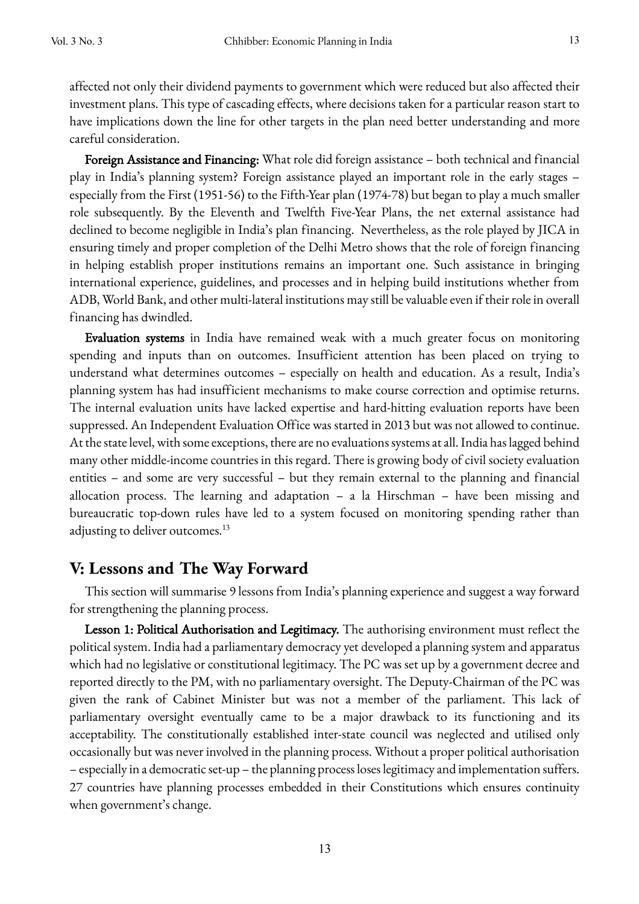affected not only their dividend payments to government which were reduced but also affected their investment plans. This type of cascading effects, where decisions taken for a particular reason start to have implications down the line for other targets in the plan need better understanding and more careful consideration.

**Foreign Assistance and Financing:** What role did foreign assistance – both technical and financial play in India's planning system? Foreign assistance played an important role in the early stages – especially from the First (1951-56) to the Fifth-Year plan (1974-78) but began to play a much smaller role subsequently. By the Eleventh and Twelfth Five-Year Plans, the net external assistance had declined to become negligible in India's plan financing. Nevertheless, as the role played by JICA in ensuring timely and proper completion of the Delhi Metro shows that the role of foreign financing in helping establish proper institutions remains an important one. Such assistance in bringing international experience, guidelines, and processes and in helping build institutions whether from ADB, World Bank, and other multi-lateral institutions may still be valuable even if their role in overall financing has dwindled.

**Evaluation systems** in India have remained weak with a much greater focus on monitoring spending and inputs than on outcomes. Insufficient attention has been placed on trying to understand what determines outcomes – especially on health and education. As a result, India's planning system has had insufficient mechanisms to make course correction and optimise returns. The internal evaluation units have lacked expertise and hard-hitting evaluation reports have been suppressed. An Independent Evaluation Office was started in 2013 but was not allowed to continue. At the state level, with some exceptions, there are no evaluations systems at all. India has lagged behind many other middle-income countries in this regard. There is growing body of civil society evaluation entities – and some are very successful – but they remain external to the planning and financial allocation process. The learning and adaptation – a la Hirschman – have been missing and bureaucratic top-down rules have led to a system focused on monitoring spending rather than adjusting to deliver outcomes.[13]

## V: Lessons and The Way Forward

This section will summarise 9 lessons from India's planning experience and suggest a way forward for strengthening the planning process.

**Lesson 1: Political Authorisation and Legitimacy.** The authorising environment must reflect the political system. India had a parliamentary democracy yet developed a planning system and apparatus which had no legislative or constitutional legitimacy. The PC was set up by a government decree and reported directly to the PM, with no parliamentary oversight. The Deputy-Chairman of the PC was given the rank of Cabinet Minister but was not a member of the parliament. This lack of parliamentary oversight eventually came to be a major drawback to its functioning and its acceptability. The constitutionally established inter-state council was neglected and utilised only occasionally but was never involved in the planning process. Without a proper political authorisation – especially in a democratic set-up – the planning process loses legitimacy and implementation suffers. 27 countries have planning processes embedded in their Constitutions which ensures continuity when government's change.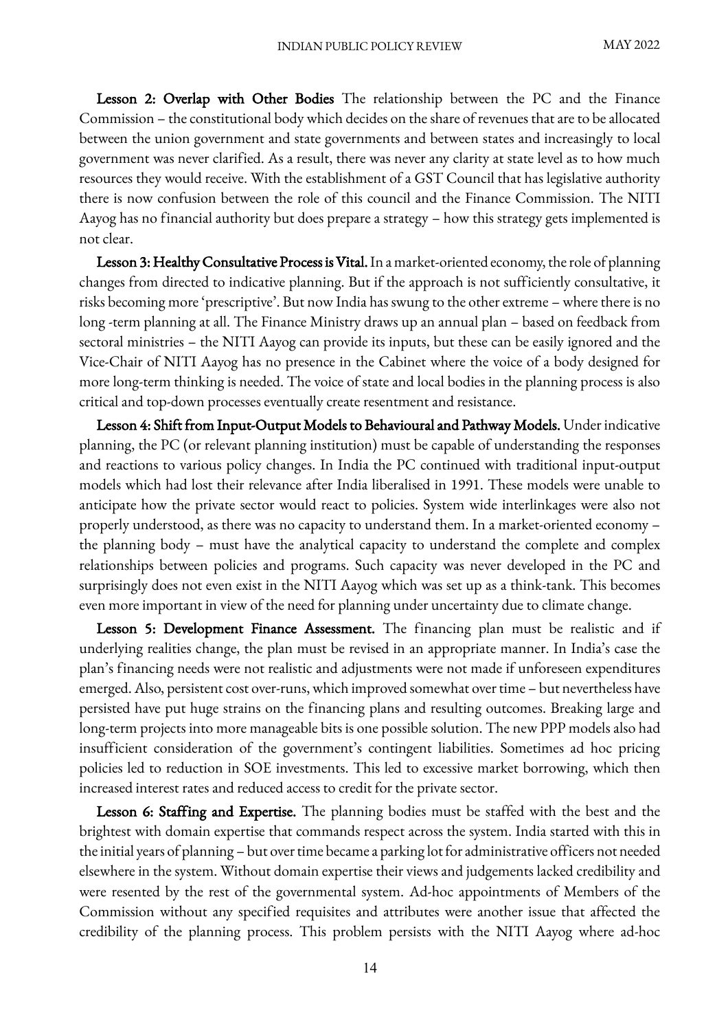**Lesson 2: Overlap with Other Bodies** The relationship between the PC and the Finance Commission – the constitutional body which decides on the share of revenues that are to be allocated between the union government and state governments and between states and increasingly to local government was never clarified. As a result, there was never any clarity at state level as to how much resources they would receive. With the establishment of a GST Council that has legislative authority there is now confusion between the role of this council and the Finance Commission. The NITI Aayog has no financial authority but does prepare a strategy – how this strategy gets implemented is not clear.

**Lesson 3: Healthy Consultative Process is Vital.** In a market-oriented economy, the role of planning changes from directed to indicative planning. But if the approach is not sufficiently consultative, it risks becoming more 'prescriptive'. But now India has swung to the other extreme – where there is no long -term planning at all. The Finance Ministry draws up an annual plan – based on feedback from sectoral ministries – the NITI Aayog can provide its inputs, but these can be easily ignored and the Vice-Chair of NITI Aayog has no presence in the Cabinet where the voice of a body designed for more long-term thinking is needed. The voice of state and local bodies in the planning process is also critical and top-down processes eventually create resentment and resistance.

**Lesson 4: Shift from Input-Output Models to Behavioural and Pathway Models.** Under indicative planning, the PC (or relevant planning institution) must be capable of understanding the responses and reactions to various policy changes. In India the PC continued with traditional input-output models which had lost their relevance after India liberalised in 1991. These models were unable to anticipate how the private sector would react to policies. System wide interlinkages were also not properly understood, as there was no capacity to understand them. In a market-oriented economy – the planning body – must have the analytical capacity to understand the complete and complex relationships between policies and programs. Such capacity was never developed in the PC and surprisingly does not even exist in the NITI Aayog which was set up as a think-tank. This becomes even more important in view of the need for planning under uncertainty due to climate change.

**Lesson 5: Development Finance Assessment.** The financing plan must be realistic and if underlying realities change, the plan must be revised in an appropriate manner. In India's case the plan's financing needs were not realistic and adjustments were not made if unforeseen expenditures emerged. Also, persistent cost over-runs, which improved somewhat over time – but nevertheless have persisted have put huge strains on the financing plans and resulting outcomes. Breaking large and long-term projects into more manageable bits is one possible solution. The new PPP models also had insufficient consideration of the government's contingent liabilities. Sometimes ad hoc pricing policies led to reduction in SOE investments. This led to excessive market borrowing, which then increased interest rates and reduced access to credit for the private sector.

**Lesson 6: Staffing and Expertise.** The planning bodies must be staffed with the best and the brightest with domain expertise that commands respect across the system. India started with this in the initial years of planning – but over time became a parking lot for administrative officers not needed elsewhere in the system. Without domain expertise their views and judgements lacked credibility and were resented by the rest of the governmental system. Ad-hoc appointments of Members of the Commission without any specified requisites and attributes were another issue that affected the credibility of the planning process. This problem persists with the NITI Aayog where ad-hoc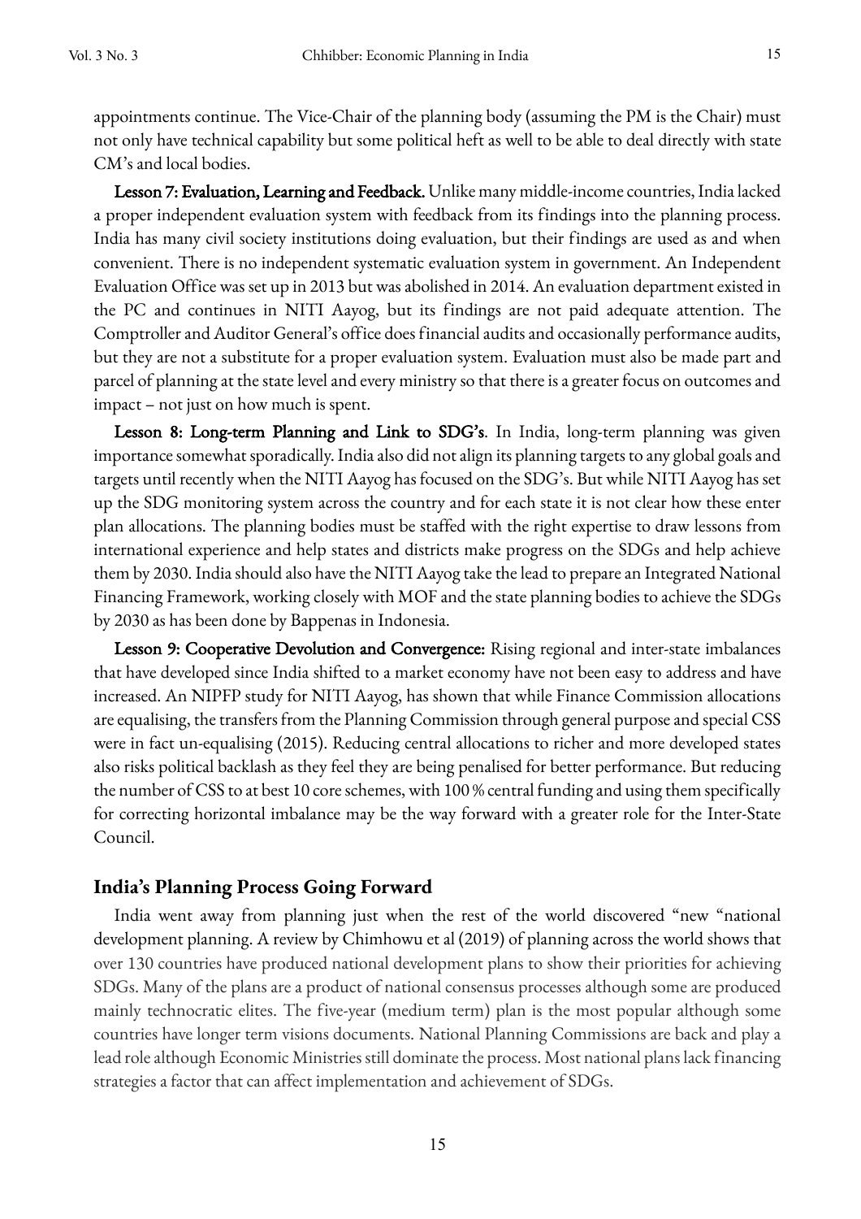appointments continue. The Vice-Chair of the planning body (assuming the PM is the Chair) must not only have technical capability but some political heft as well to be able to deal directly with state CM's and local bodies.

**Lesson 7: Evaluation, Learning and Feedback.** Unlike many middle-income countries, India lacked a proper independent evaluation system with feedback from its findings into the planning process. India has many civil society institutions doing evaluation, but their findings are used as and when convenient. There is no independent systematic evaluation system in government. An Independent Evaluation Office was set up in 2013 but was abolished in 2014. An evaluation department existed in the PC and continues in NITI Aayog, but its findings are not paid adequate attention. The Comptroller and Auditor General's office does financial audits and occasionally performance audits, but they are not a substitute for a proper evaluation system. Evaluation must also be made part and parcel of planning at the state level and every ministry so that there is a greater focus on outcomes and impact – not just on how much is spent.

**Lesson 8: Long-term Planning and Link to SDG's**. In India, long-term planning was given importance somewhat sporadically. India also did not align its planning targets to any global goals and targets until recently when the NITI Aayog has focused on the SDG's. But while NITI Aayog has set up the SDG monitoring system across the country and for each state it is not clear how these enter plan allocations. The planning bodies must be staffed with the right expertise to draw lessons from international experience and help states and districts make progress on the SDGs and help achieve them by 2030. India should also have the NITI Aayog take the lead to prepare an Integrated National Financing Framework, working closely with MOF and the state planning bodies to achieve the SDGs by 2030 as has been done by Bappenas in Indonesia.

**Lesson 9: Cooperative Devolution and Convergence:** Rising regional and inter-state imbalances that have developed since India shifted to a market economy have not been easy to address and have increased. An NIPFP study for NITI Aayog, has shown that while Finance Commission allocations are equalising, the transfers from the Planning Commission through general purpose and special CSS were in fact un-equalising (2015). Reducing central allocations to richer and more developed states also risks political backlash as they feel they are being penalised for better performance. But reducing the number of CSS to at best 10 core schemes, with 100 % central funding and using them specifically for correcting horizontal imbalance may be the way forward with a greater role for the Inter-State Council.

## India's Planning Process Going Forward

India went away from planning just when the rest of the world discovered "new "national development planning. A review by Chimhowu et al (2019) of planning across the world shows that over 130 countries have produced national development plans to show their priorities for achieving SDGs. Many of the plans are a product of national consensus processes although some are produced mainly technocratic elites. The five-year (medium term) plan is the most popular although some countries have longer term visions documents. National Planning Commissions are back and play a lead role although Economic Ministries still dominate the process. Most national plans lack financing strategies a factor that can affect implementation and achievement of SDGs.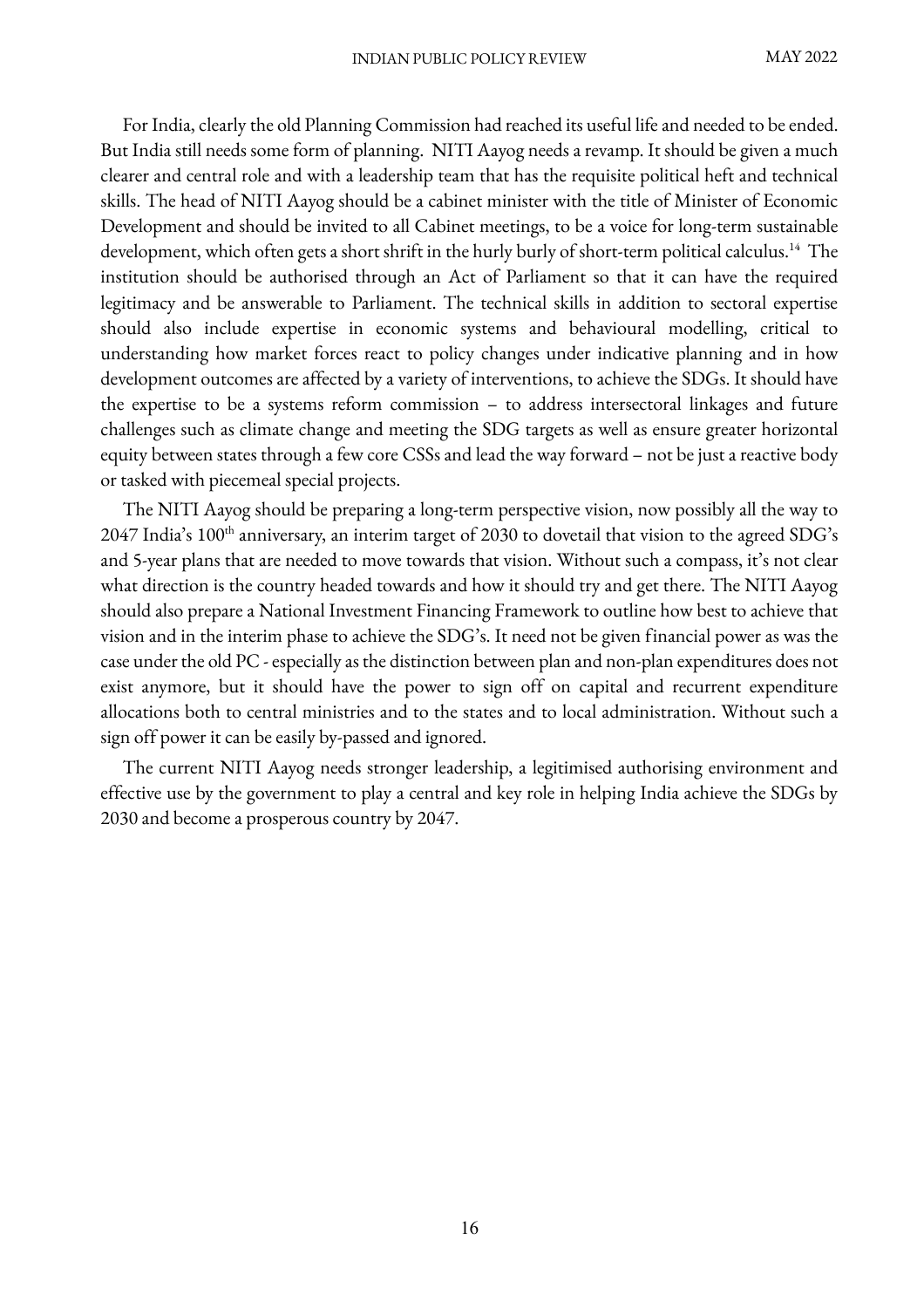For India, clearly the old Planning Commission had reached its useful life and needed to be ended. But India still needs some form of planning. NITI Aayog needs a revamp. It should be given a much clearer and central role and with a leadership team that has the requisite political heft and technical skills. The head of NITI Aayog should be a cabinet minister with the title of Minister of Economic Development and should be invited to all Cabinet meetings, to be a voice for long-term sustainable development, which often gets a short shrift in the hurly burly of short-term political calculus.[14] The institution should be authorised through an Act of Parliament so that it can have the required legitimacy and be answerable to Parliament. The technical skills in addition to sectoral expertise should also include expertise in economic systems and behavioural modelling, critical to understanding how market forces react to policy changes under indicative planning and in how development outcomes are affected by a variety of interventions, to achieve the SDGs. It should have the expertise to be a systems reform commission – to address intersectoral linkages and future challenges such as climate change and meeting the SDG targets as well as ensure greater horizontal equity between states through a few core CSSs and lead the way forward – not be just a reactive body or tasked with piecemeal special projects.

The NITI Aayog should be preparing a long-term perspective vision, now possibly all the way to 2047 India's 100th anniversary, an interim target of 2030 to dovetail that vision to the agreed SDG's and 5-year plans that are needed to move towards that vision. Without such a compass, it's not clear what direction is the country headed towards and how it should try and get there. The NITI Aayog should also prepare a National Investment Financing Framework to outline how best to achieve that vision and in the interim phase to achieve the SDG's. It need not be given financial power as was the case under the old PC - especially as the distinction between plan and non-plan expenditures does not exist anymore, but it should have the power to sign off on capital and recurrent expenditure allocations both to central ministries and to the states and to local administration. Without such a sign off power it can be easily by-passed and ignored.

The current NITI Aayog needs stronger leadership, a legitimised authorising environment and effective use by the government to play a central and key role in helping India achieve the SDGs by 2030 and become a prosperous country by 2047.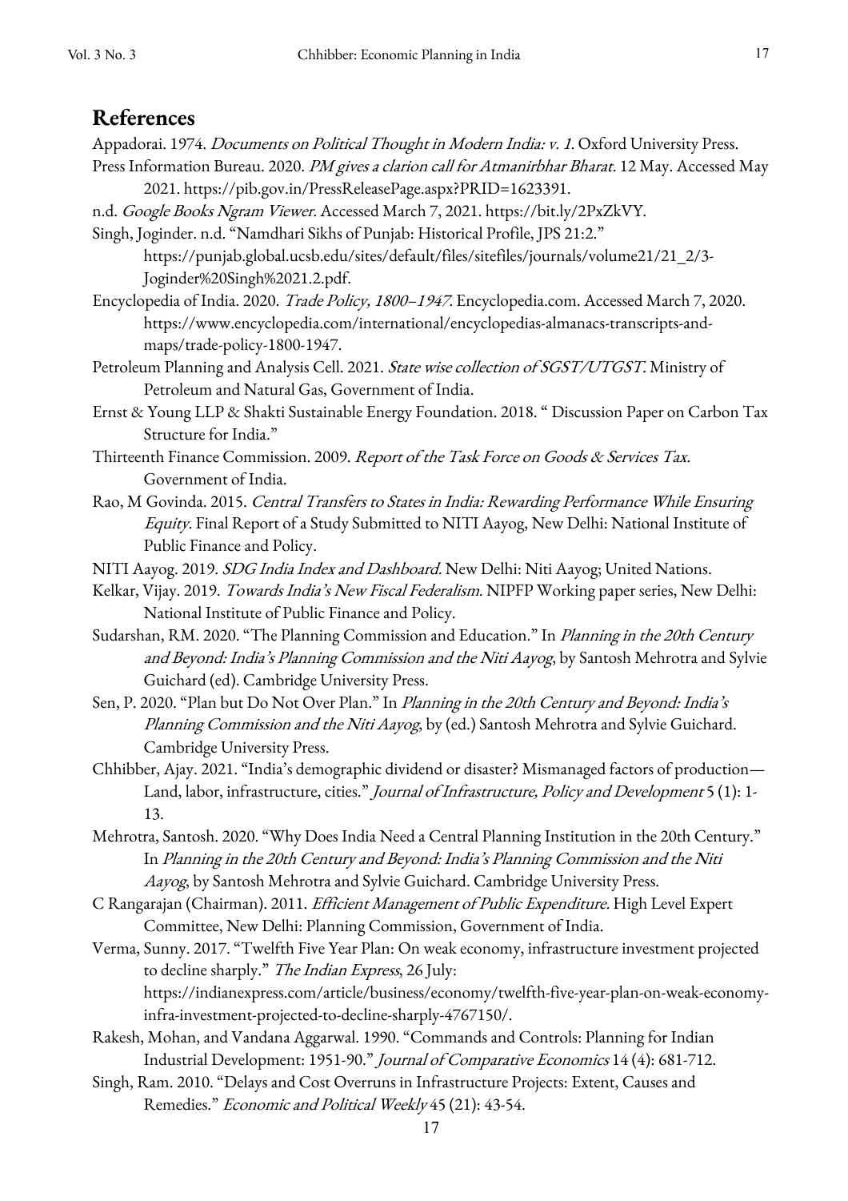## References

Appadorai. 1974. *Documents on Political Thought in Modern India: v. 1.* Oxford University Press.

Press Information Bureau. 2020. *PM gives a clarion call for Atmanirbhar Bharat.* 12 May. Accessed May 2021. https://pib.gov.in/PressReleasePage.aspx?PRID=1623391.

n.d. *Google Books Ngram Viewer.* Accessed March 7, 2021. https://bit.ly/2PxZkVY.

Singh, Joginder. n.d. "Namdhari Sikhs of Punjab: Historical Profile, JPS 21:2." https://punjab.global.ucsb.edu/sites/default/files/sitefiles/journals/volume21/21_2/3-Joginder%20Singh%2021.2.pdf.

Encyclopedia of India. 2020. *Trade Policy, 1800–1947.* Encyclopedia.com. Accessed March 7, 2020. https://www.encyclopedia.com/international/encyclopedias-almanacs-transcripts-and-maps/trade-policy-1800-1947.

Petroleum Planning and Analysis Cell. 2021. *State wise collection of SGST/UTGST.* Ministry of Petroleum and Natural Gas, Government of India.

Ernst & Young LLP & Shakti Sustainable Energy Foundation. 2018. " Discussion Paper on Carbon Tax Structure for India."

Thirteenth Finance Commission. 2009. *Report of the Task Force on Goods & Services Tax.* Government of India.

Rao, M Govinda. 2015. *Central Transfers to States in India: Rewarding Performance While Ensuring Equity.* Final Report of a Study Submitted to NITI Aayog, New Delhi: National Institute of Public Finance and Policy.

NITI Aayog. 2019. *SDG India Index and Dashboard.* New Delhi: Niti Aayog; United Nations.

Kelkar, Vijay. 2019. *Towards India's New Fiscal Federalism.* NIPFP Working paper series, New Delhi: National Institute of Public Finance and Policy.

Sudarshan, RM. 2020. "The Planning Commission and Education." In *Planning in the 20th Century and Beyond: India's Planning Commission and the Niti Aayog*, by Santosh Mehrotra and Sylvie Guichard (ed). Cambridge University Press.

Sen, P. 2020. "Plan but Do Not Over Plan." In *Planning in the 20th Century and Beyond: India's Planning Commission and the Niti Aayog*, by (ed.) Santosh Mehrotra and Sylvie Guichard. Cambridge University Press.

Chhibber, Ajay. 2021. "India's demographic dividend or disaster? Mismanaged factors of production—Land, labor, infrastructure, cities." *Journal of Infrastructure, Policy and Development* 5 (1): 1-13.

Mehrotra, Santosh. 2020. "Why Does India Need a Central Planning Institution in the 20th Century." In *Planning in the 20th Century and Beyond: India's Planning Commission and the Niti Aayog*, by Santosh Mehrotra and Sylvie Guichard. Cambridge University Press.

C Rangarajan (Chairman). 2011. *Efficient Management of Public Expenditure.* High Level Expert Committee, New Delhi: Planning Commission, Government of India.

Verma, Sunny. 2017. "Twelfth Five Year Plan: On weak economy, infrastructure investment projected to decline sharply." *The Indian Express*, 26 July: https://indianexpress.com/article/business/economy/twelfth-five-year-plan-on-weak-economy-infra-investment-projected-to-decline-sharply-4767150/.

Rakesh, Mohan, and Vandana Aggarwal. 1990. "Commands and Controls: Planning for Indian Industrial Development: 1951-90." *Journal of Comparative Economics* 14 (4): 681-712.

Singh, Ram. 2010. "Delays and Cost Overruns in Infrastructure Projects: Extent, Causes and Remedies." *Economic and Political Weekly* 45 (21): 43-54.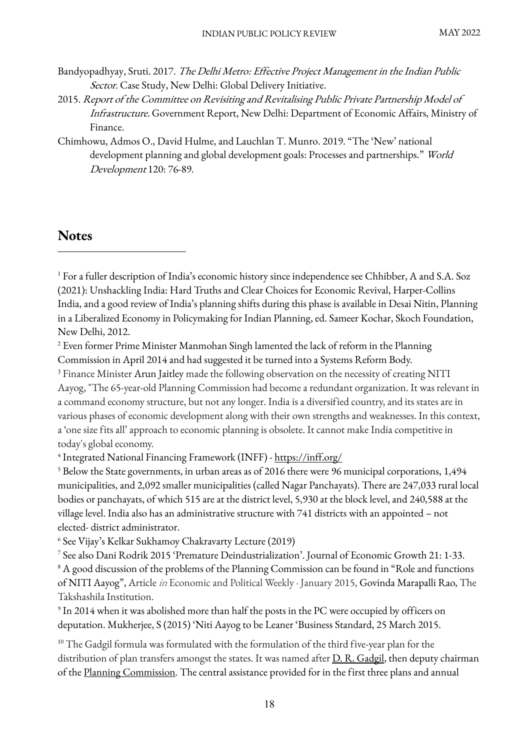Bandyopadhyay, Sruti. 2017. *The Delhi Metro: Effective Project Management in the Indian Public Sector.* Case Study, New Delhi: Global Delivery Initiative.

2015. *Report of the Committee on Revisiting and Revitalising Public Private Partnership Model of Infrastructure.* Government Report, New Delhi: Department of Economic Affairs, Ministry of Finance.

Chimhowu, Admos O., David Hulme, and Lauchlan T. Munro. 2019. "The 'New' national development planning and global development goals: Processes and partnerships." *World Development* 120: 76-89.

## Notes

[1] For a fuller description of India's economic history since independence see Chhibber, A and S.A. Soz (2021): Unshackling India: Hard Truths and Clear Choices for Economic Revival, Harper-Collins India, and a good review of India's planning shifts during this phase is available in Desai Nitin, Planning in a Liberalized Economy in Policymaking for Indian Planning, ed. Sameer Kochar, Skoch Foundation, New Delhi, 2012.

[2] Even former Prime Minister Manmohan Singh lamented the lack of reform in the Planning Commission in April 2014 and had suggested it be turned into a Systems Reform Body.

[3] Finance Minister Arun Jaitley made the following observation on the necessity of creating NITI Aayog, "The 65-year-old Planning Commission had become a redundant organization. It was relevant in a command economy structure, but not any longer. India is a diversified country, and its states are in various phases of economic development along with their own strengths and weaknesses. In this context, a 'one size fits all' approach to economic planning is obsolete. It cannot make India competitive in today's global economy.

[4] Integrated National Financing Framework (INFF) - https://inff.org/

[5] Below the State governments, in urban areas as of 2016 there were 96 municipal corporations, 1,494 municipalities, and 2,092 smaller municipalities (called Nagar Panchayats). There are 247,033 rural local bodies or panchayats, of which 515 are at the district level, 5,930 at the block level, and 240,588 at the village level. India also has an administrative structure with 741 districts with an appointed – not elected- district administrator.

[6] See Vijay's Kelkar Sukhamoy Chakravarty Lecture (2019)

[7] See also Dani Rodrik 2015 'Premature Deindustrialization'. Journal of Economic Growth 21: 1-33.

[8] A good discussion of the problems of the Planning Commission can be found in "Role and functions of NITI Aayog", Article *in* Economic and Political Weekly · January 2015, Govinda Marapalli Rao, The Takshashila Institution.

[9] In 2014 when it was abolished more than half the posts in the PC were occupied by officers on deputation. Mukherjee, S (2015) 'Niti Aayog to be Leaner 'Business Standard, 25 March 2015.

[10] The Gadgil formula was formulated with the formulation of the third five-year plan for the distribution of plan transfers amongst the states. It was named after D. R. Gadgil, then deputy chairman of the Planning Commission. The central assistance provided for in the first three plans and annual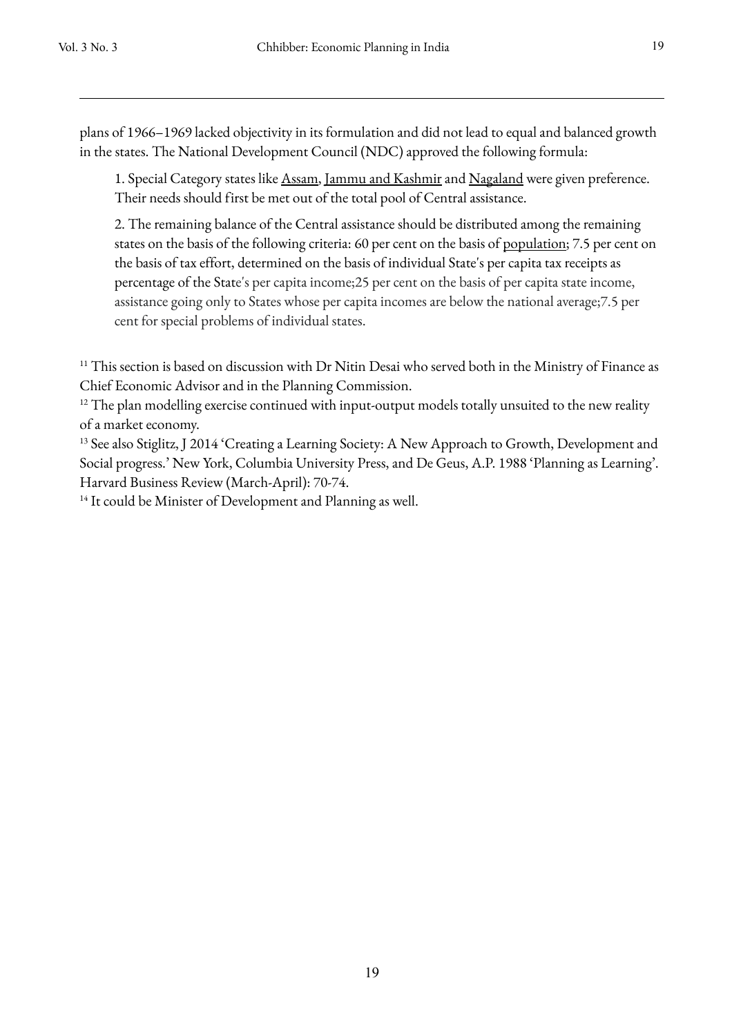plans of 1966–1969 lacked objectivity in its formulation and did not lead to equal and balanced growth in the states. The National Development Council (NDC) approved the following formula:

1. Special Category states like Assam, Jammu and Kashmir and Nagaland were given preference. Their needs should first be met out of the total pool of Central assistance.

2. The remaining balance of the Central assistance should be distributed among the remaining states on the basis of the following criteria: 60 per cent on the basis of population; 7.5 per cent on the basis of tax effort, determined on the basis of individual State's per capita tax receipts as percentage of the State's per capita income;25 per cent on the basis of per capita state income, assistance going only to States whose per capita incomes are below the national average;7.5 per cent for special problems of individual states.

[11] This section is based on discussion with Dr Nitin Desai who served both in the Ministry of Finance as Chief Economic Advisor and in the Planning Commission.

[12] The plan modelling exercise continued with input-output models totally unsuited to the new reality of a market economy.

[13] See also Stiglitz, J 2014 'Creating a Learning Society: A New Approach to Growth, Development and Social progress.' New York, Columbia University Press, and De Geus, A.P. 1988 'Planning as Learning'. Harvard Business Review (March-April): 70-74.

[14] It could be Minister of Development and Planning as well.